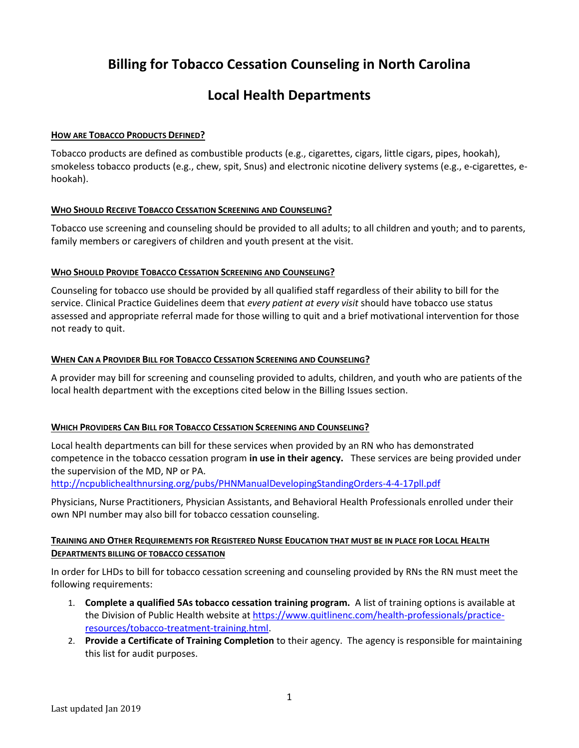# Billing for Tobacco Cessation Counseling in North Carolina

## Local Health Departments

### HOW ARE TOBACCO PRODUCTS DEFINED?

Tobacco products are defined as combustible products (e.g., cigarettes, cigars, little cigars, pipes, hookah), smokeless tobacco products (e.g., chew, spit, Snus) and electronic nicotine delivery systems (e.g., e-cigarettes, e-hookah).

### WHO SHOULD RECEIVE TOBACCO CESSATION SCREENING AND COUNSELING?

Tobacco use screening and counseling should be provided to all adults; to all children and youth; and to parents, family members or caregivers of children and youth present at the visit.

### WHO SHOULD PROVIDE TOBACCO CESSATION SCREENING AND COUNSELING?

Counseling for tobacco use should be provided by all qualified staff regardless of their ability to bill for the service. Clinical Practice Guidelines deem that *every patient at every visit* should have tobacco use status assessed and appropriate referral made for those willing to quit and a brief motivational intervention for those not ready to quit.

### WHEN CAN A PROVIDER BILL FOR TOBACCO CESSATION SCREENING AND COUNSELING?

A provider may bill for screening and counseling provided to adults, children, and youth who are patients of the local health department with the exceptions cited below in the Billing Issues section.

### WHICH PROVIDERS CAN BILL FOR TOBACCO CESSATION SCREENING AND COUNSELING?

Local health departments can bill for these services when provided by an RN who has demonstrated competence in the tobacco cessation program **in use in their agency.** These services are being provided under the supervision of the MD, NP or PA. http://ncpublichealthnursing.org/pubs/PHNManualDevelopingStandingOrders-4-4-17pll.pdf

Physicians, Nurse Practitioners, Physician Assistants, and Behavioral Health Professionals enrolled under their own NPI number may also bill for tobacco cessation counseling.

### TRAINING AND OTHER REQUIREMENTS FOR REGISTERED NURSE EDUCATION THAT MUST BE IN PLACE FOR LOCAL HEALTH DEPARTMENTS BILLING OF TOBACCO CESSATION

In order for LHDs to bill for tobacco cessation screening and counseling provided by RNs the RN must meet the following requirements:

1. **Complete a qualified 5As tobacco cessation training program.** A list of training options is available at the Division of Public Health website at https://www.quitlinenc.com/health-professionals/practice-resources/tobacco-treatment-training.html.
2. **Provide a Certificate of Training Completion** to their agency. The agency is responsible for maintaining this list for audit purposes.

Last updated Jan 2019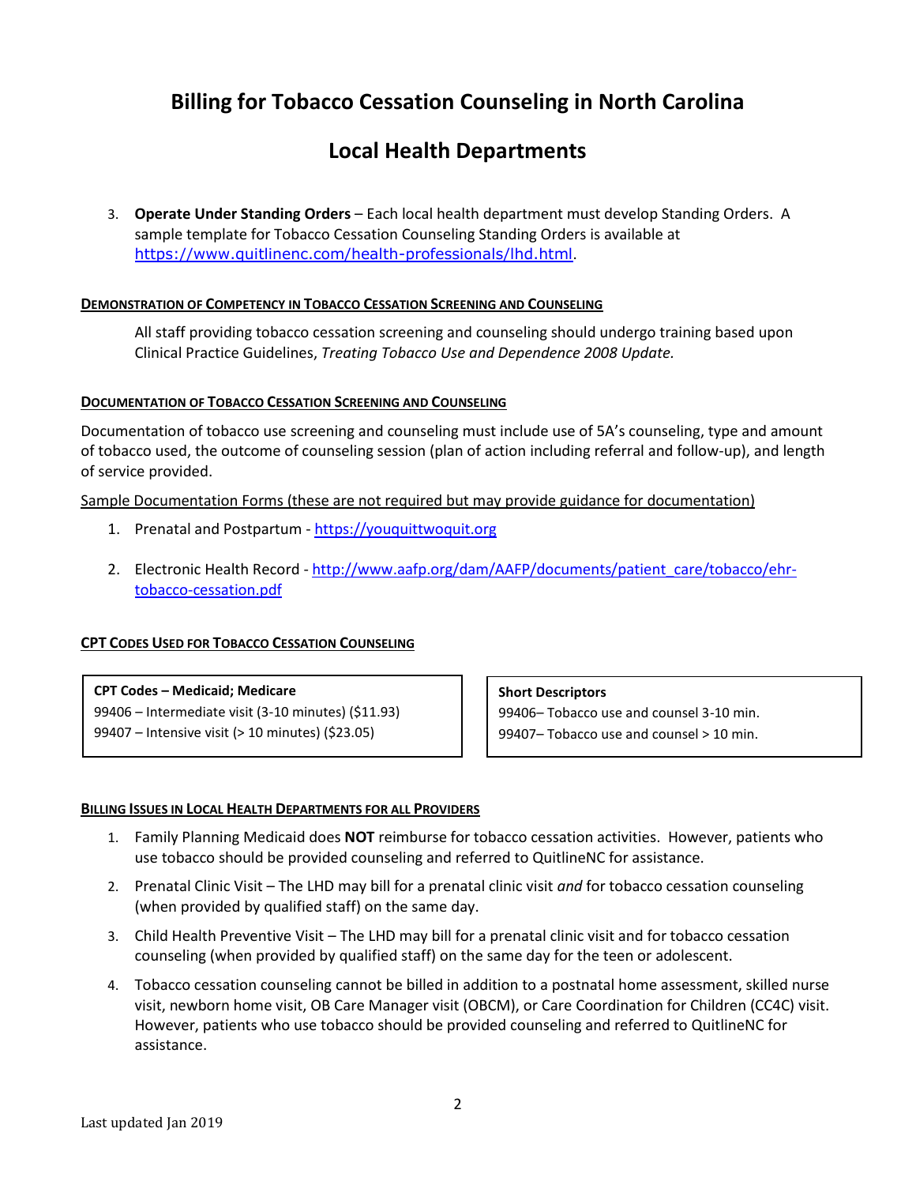# Billing for Tobacco Cessation Counseling in North Carolina

## Local Health Departments

3. **Operate Under Standing Orders** – Each local health department must develop Standing Orders. A sample template for Tobacco Cessation Counseling Standing Orders is available at https://www.quitlinenc.com/health-professionals/lhd.html.

### DEMONSTRATION OF COMPETENCY IN TOBACCO CESSATION SCREENING AND COUNSELING

All staff providing tobacco cessation screening and counseling should undergo training based upon Clinical Practice Guidelines, *Treating Tobacco Use and Dependence 2008 Update.*

### DOCUMENTATION OF TOBACCO CESSATION SCREENING AND COUNSELING

Documentation of tobacco use screening and counseling must include use of 5A's counseling, type and amount of tobacco used, the outcome of counseling session (plan of action including referral and follow-up), and length of service provided.

Sample Documentation Forms (these are not required but may provide guidance for documentation)

1. Prenatal and Postpartum - https://youquittwoquit.org
2. Electronic Health Record - http://www.aafp.org/dam/AAFP/documents/patient_care/tobacco/ehr-tobacco-cessation.pdf

### CPT CODES USED FOR TOBACCO CESSATION COUNSELING

| CPT Codes – Medicaid; Medicare |
|---|
| 99406 – Intermediate visit (3-10 minutes) ($11.93) |
| 99407 – Intensive visit (> 10 minutes) ($23.05) |

| Short Descriptors |
|---|
| 99406– Tobacco use and counsel 3-10 min. |
| 99407– Tobacco use and counsel > 10 min. |

### BILLING ISSUES IN LOCAL HEALTH DEPARTMENTS FOR ALL PROVIDERS

1. Family Planning Medicaid does **NOT** reimburse for tobacco cessation activities. However, patients who use tobacco should be provided counseling and referred to QuitlineNC for assistance.
2. Prenatal Clinic Visit – The LHD may bill for a prenatal clinic visit *and* for tobacco cessation counseling (when provided by qualified staff) on the same day.
3. Child Health Preventive Visit – The LHD may bill for a prenatal clinic visit and for tobacco cessation counseling (when provided by qualified staff) on the same day for the teen or adolescent.
4. Tobacco cessation counseling cannot be billed in addition to a postnatal home assessment, skilled nurse visit, newborn home visit, OB Care Manager visit (OBCM), or Care Coordination for Children (CC4C) visit. However, patients who use tobacco should be provided counseling and referred to QuitlineNC for assistance.

Last updated Jan 2019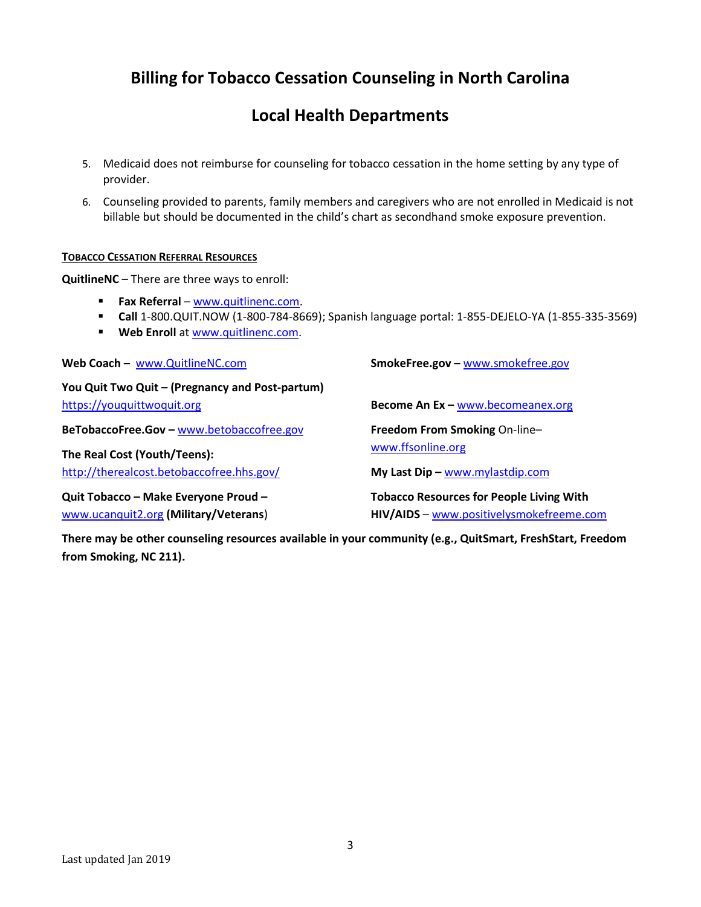# Billing for Tobacco Cessation Counseling in North Carolina

## Local Health Departments

5. Medicaid does not reimburse for counseling for tobacco cessation in the home setting by any type of provider.
6. Counseling provided to parents, family members and caregivers who are not enrolled in Medicaid is not billable but should be documented in the child's chart as secondhand smoke exposure prevention.

**TOBACCO CESSATION REFERRAL RESOURCES**

**QuitlineNC** – There are three ways to enroll:

- **Fax Referral** – www.quitlinenc.com.
- **Call** 1-800.QUIT.NOW (1-800-784-8669); Spanish language portal: 1-855-DEJELO-YA (1-855-335-3569)
- **Web Enroll** at www.quitlinenc.com.

**Web Coach –** www.QuitlineNC.com

**You Quit Two Quit – (Pregnancy and Post-partum)**
https://youquittwoquit.org

**BeTobaccoFree.Gov –** www.betobaccofree.gov

**The Real Cost (Youth/Teens):**
http://therealcost.betobaccofree.hhs.gov/

**Quit Tobacco – Make Everyone Proud –**
www.ucanquit2.org **(Military/Veterans**)

**SmokeFree.gov –** www.smokefree.gov

**Become An Ex –** www.becomeanex.org

**Freedom From Smoking** On-line–
www.ffsonline.org

**My Last Dip –** www.mylastdip.com

**Tobacco Resources for People Living With HIV/AIDS** – www.positivelysmokefreeme.com

**There may be other counseling resources available in your community (e.g., QuitSmart, FreshStart, Freedom from Smoking, NC 211).**

Last updated Jan 2019